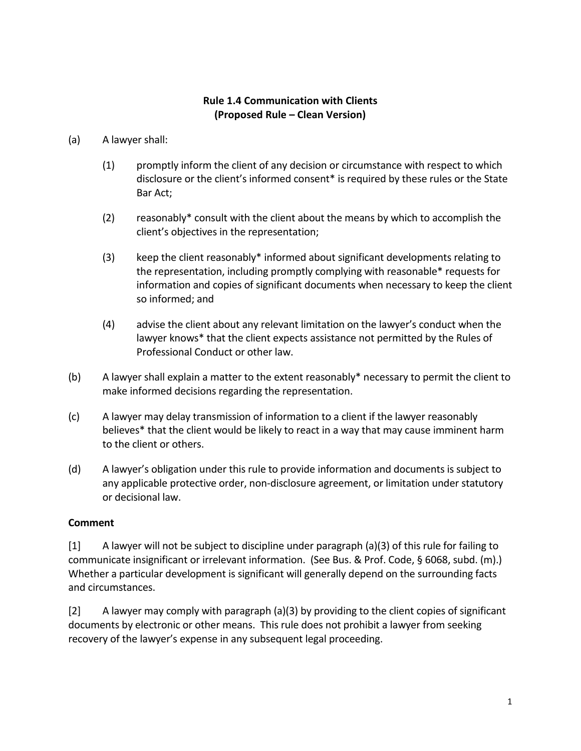# Rule 1.4 Communication with Clients
## (Proposed Rule – Clean Version)

(a) A lawyer shall:

(1) promptly inform the client of any decision or circumstance with respect to which disclosure or the client's informed consent* is required by these rules or the State Bar Act;

(2) reasonably* consult with the client about the means by which to accomplish the client's objectives in the representation;

(3) keep the client reasonably* informed about significant developments relating to the representation, including promptly complying with reasonable* requests for information and copies of significant documents when necessary to keep the client so informed; and

(4) advise the client about any relevant limitation on the lawyer's conduct when the lawyer knows* that the client expects assistance not permitted by the Rules of Professional Conduct or other law.

(b) A lawyer shall explain a matter to the extent reasonably* necessary to permit the client to make informed decisions regarding the representation.

(c) A lawyer may delay transmission of information to a client if the lawyer reasonably believes* that the client would be likely to react in a way that may cause imminent harm to the client or others.

(d) A lawyer's obligation under this rule to provide information and documents is subject to any applicable protective order, non-disclosure agreement, or limitation under statutory or decisional law.

**Comment**

[1] A lawyer will not be subject to discipline under paragraph (a)(3) of this rule for failing to communicate insignificant or irrelevant information. (See Bus. & Prof. Code, § 6068, subd. (m).) Whether a particular development is significant will generally depend on the surrounding facts and circumstances.

[2] A lawyer may comply with paragraph (a)(3) by providing to the client copies of significant documents by electronic or other means. This rule does not prohibit a lawyer from seeking recovery of the lawyer's expense in any subsequent legal proceeding.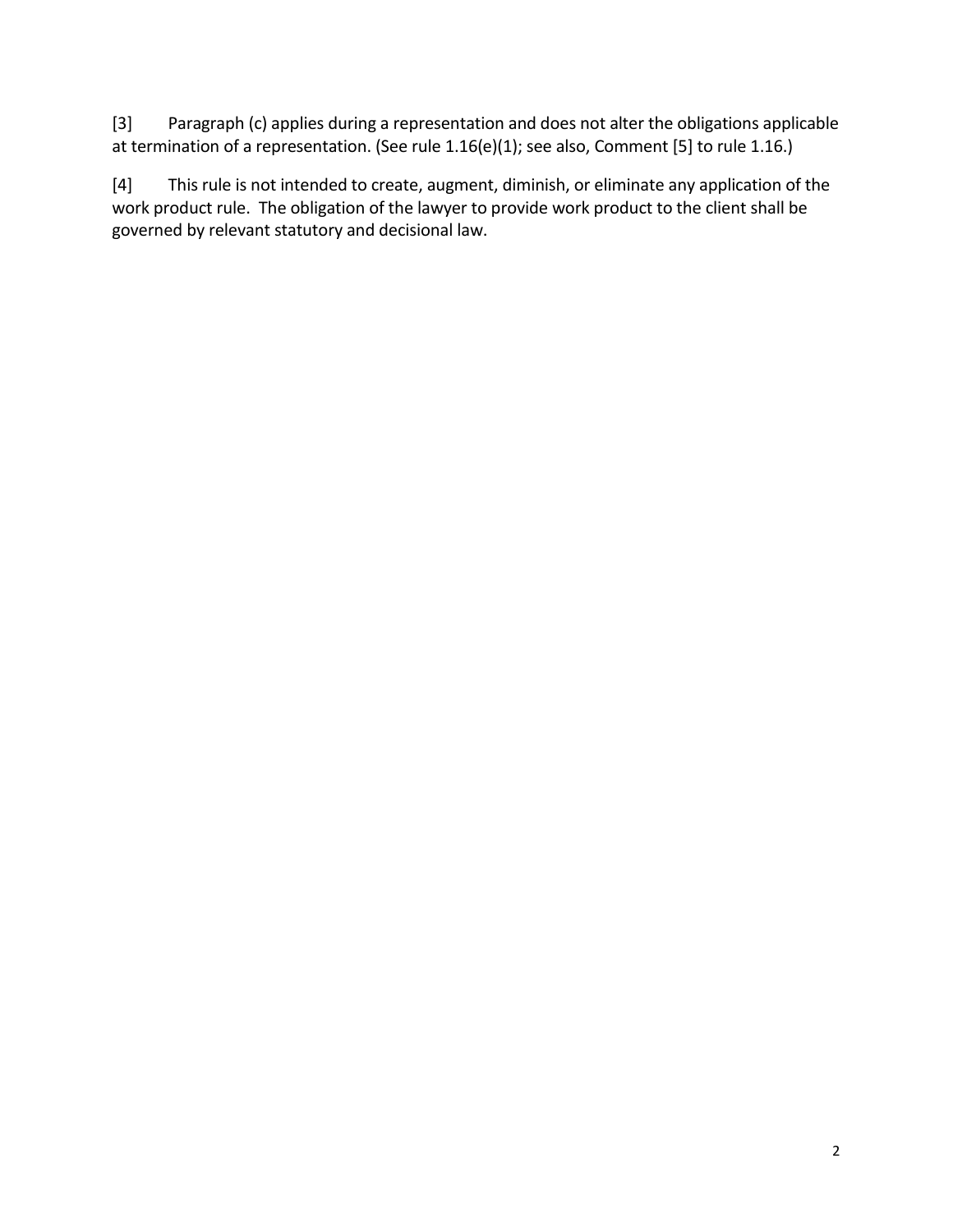[3] Paragraph (c) applies during a representation and does not alter the obligations applicable at termination of a representation. (See rule 1.16(e)(1); see also, Comment [5] to rule 1.16.)

[4] This rule is not intended to create, augment, diminish, or eliminate any application of the work product rule. The obligation of the lawyer to provide work product to the client shall be governed by relevant statutory and decisional law.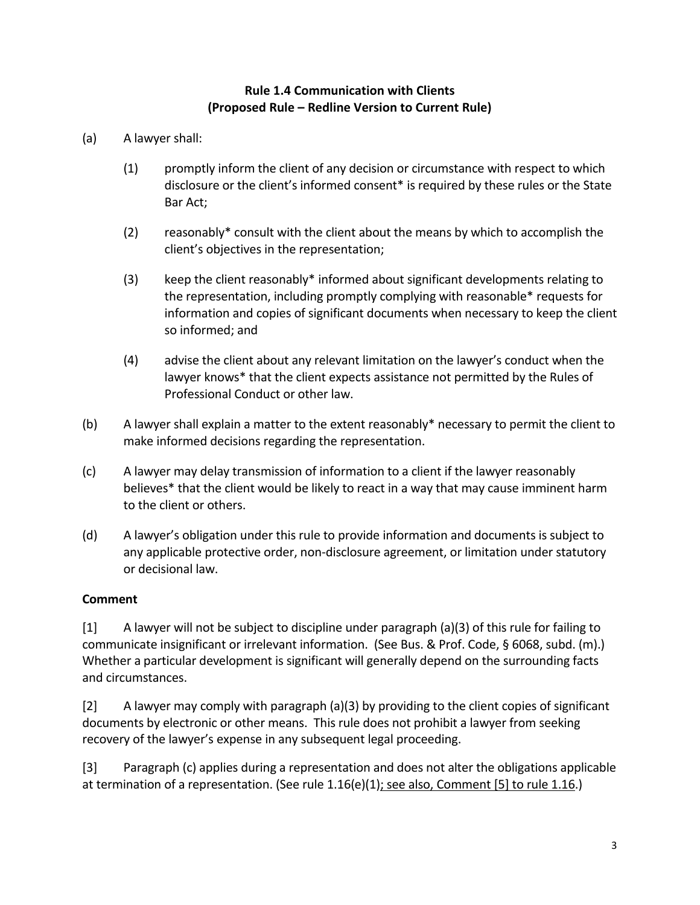**Rule 1.4 Communication with Clients**
**(Proposed Rule – Redline Version to Current Rule)**

(a) A lawyer shall:

(1) promptly inform the client of any decision or circumstance with respect to which disclosure or the client's informed consent* is required by these rules or the State Bar Act;

(2) reasonably* consult with the client about the means by which to accomplish the client's objectives in the representation;

(3) keep the client reasonably* informed about significant developments relating to the representation, including promptly complying with reasonable* requests for information and copies of significant documents when necessary to keep the client so informed; and

(4) advise the client about any relevant limitation on the lawyer's conduct when the lawyer knows* that the client expects assistance not permitted by the Rules of Professional Conduct or other law.

(b) A lawyer shall explain a matter to the extent reasonably* necessary to permit the client to make informed decisions regarding the representation.

(c) A lawyer may delay transmission of information to a client if the lawyer reasonably believes* that the client would be likely to react in a way that may cause imminent harm to the client or others.

(d) A lawyer's obligation under this rule to provide information and documents is subject to any applicable protective order, non-disclosure agreement, or limitation under statutory or decisional law.

**Comment**

[1] A lawyer will not be subject to discipline under paragraph (a)(3) of this rule for failing to communicate insignificant or irrelevant information. (See Bus. & Prof. Code, § 6068, subd. (m).) Whether a particular development is significant will generally depend on the surrounding facts and circumstances.

[2] A lawyer may comply with paragraph (a)(3) by providing to the client copies of significant documents by electronic or other means. This rule does not prohibit a lawyer from seeking recovery of the lawyer's expense in any subsequent legal proceeding.

[3] Paragraph (c) applies during a representation and does not alter the obligations applicable at termination of a representation. (See rule 1.16(e)(1)<u>; see also, Comment [5] to rule 1.16</u>.)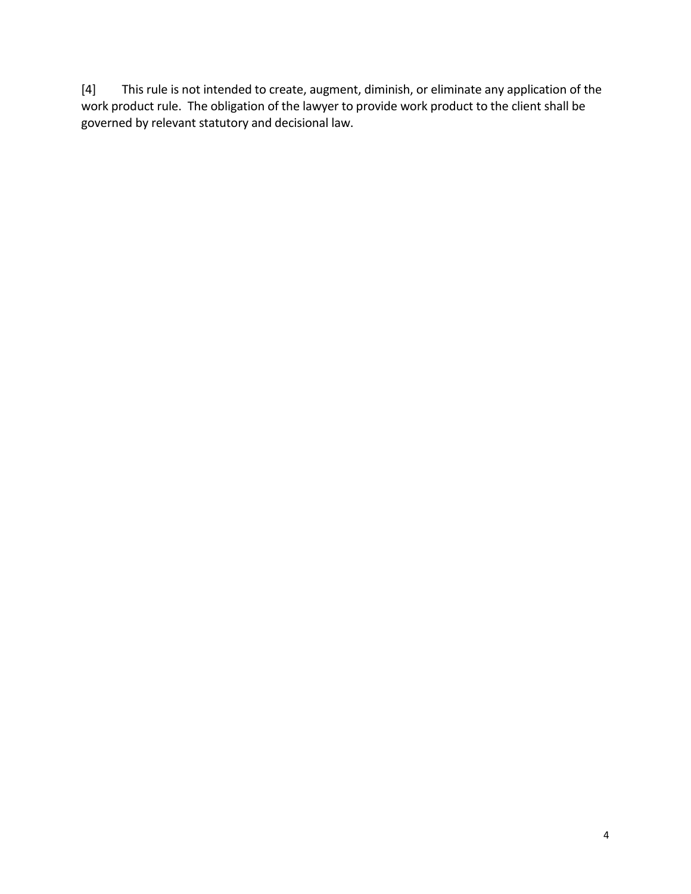[4] This rule is not intended to create, augment, diminish, or eliminate any application of the work product rule. The obligation of the lawyer to provide work product to the client shall be governed by relevant statutory and decisional law.